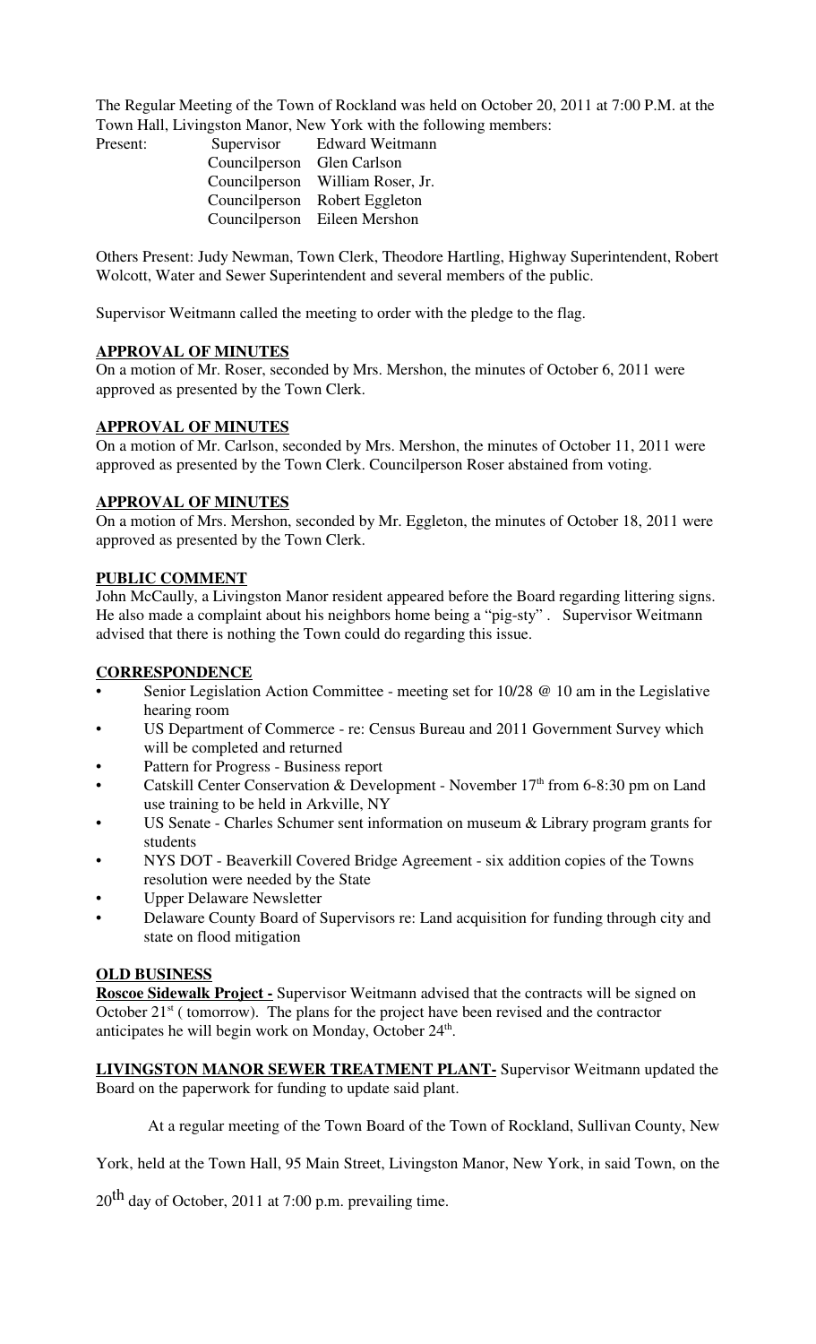The Regular Meeting of the Town of Rockland was held on October 20, 2011 at 7:00 P.M. at the Town Hall, Livingston Manor, New York with the following members:

| Present: | Supervisor | Edward Weitmann |
|---|---|---|
| | Councilperson | Glen Carlson |
| | Councilperson | William Roser, Jr. |
| | Councilperson | Robert Eggleton |
| | Councilperson | Eileen Mershon |

Others Present: Judy Newman, Town Clerk, Theodore Hartling, Highway Superintendent, Robert Wolcott, Water and Sewer Superintendent and several members of the public.

Supervisor Weitmann called the meeting to order with the pledge to the flag.

**APPROVAL OF MINUTES**

On a motion of Mr. Roser, seconded by Mrs. Mershon, the minutes of October 6, 2011 were approved as presented by the Town Clerk.

**APPROVAL OF MINUTES**

On a motion of Mr. Carlson, seconded by Mrs. Mershon, the minutes of October 11, 2011 were approved as presented by the Town Clerk. Councilperson Roser abstained from voting.

**APPROVAL OF MINUTES**

On a motion of Mrs. Mershon, seconded by Mr. Eggleton, the minutes of October 18, 2011 were approved as presented by the Town Clerk.

**PUBLIC COMMENT**

John McCaully, a Livingston Manor resident appeared before the Board regarding littering signs. He also made a complaint about his neighbors home being a "pig-sty" . Supervisor Weitmann advised that there is nothing the Town could do regarding this issue.

**CORRESPONDENCE**

- Senior Legislation Action Committee - meeting set for 10/28 @ 10 am in the Legislative hearing room
- US Department of Commerce - re: Census Bureau and 2011 Government Survey which will be completed and returned
- Pattern for Progress - Business report
- Catskill Center Conservation & Development - November 17th from 6-8:30 pm on Land use training to be held in Arkville, NY
- US Senate - Charles Schumer sent information on museum & Library program grants for students
- NYS DOT - Beaverkill Covered Bridge Agreement - six addition copies of the Towns resolution were needed by the State
- Upper Delaware Newsletter
- Delaware County Board of Supervisors re: Land acquisition for funding through city and state on flood mitigation

**OLD BUSINESS**

**Roscoe Sidewalk Project -** Supervisor Weitmann advised that the contracts will be signed on October 21st ( tomorrow). The plans for the project have been revised and the contractor anticipates he will begin work on Monday, October 24th.

**LIVINGSTON MANOR SEWER TREATMENT PLANT-** Supervisor Weitmann updated the Board on the paperwork for funding to update said plant.

At a regular meeting of the Town Board of the Town of Rockland, Sullivan County, New York, held at the Town Hall, 95 Main Street, Livingston Manor, New York, in said Town, on the 20th day of October, 2011 at 7:00 p.m. prevailing time.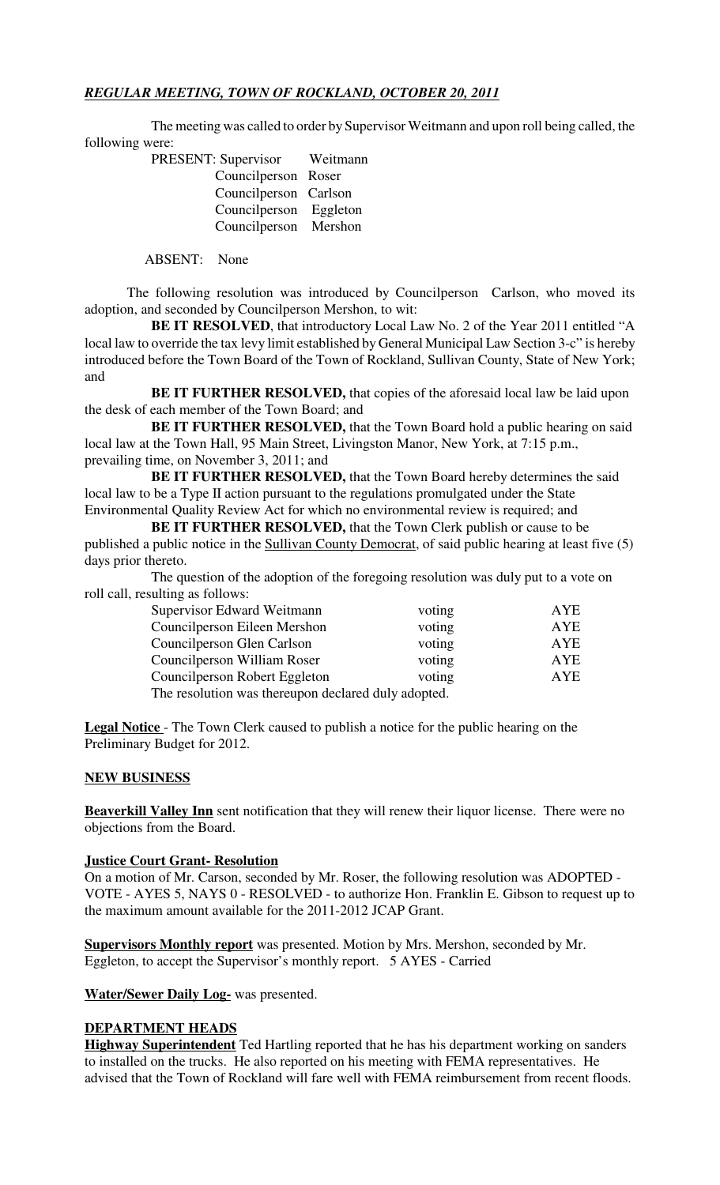***REGULAR MEETING, TOWN OF ROCKLAND, OCTOBER 20, 2011***

The meeting was called to order by Supervisor Weitmann and upon roll being called, the following were:

PRESENT: Supervisor Weitmann
Councilperson Roser
Councilperson Carlson
Councilperson Eggleton
Councilperson Mershon

ABSENT: None

The following resolution was introduced by Councilperson Carlson, who moved its adoption, and seconded by Councilperson Mershon, to wit:

**BE IT RESOLVED**, that introductory Local Law No. 2 of the Year 2011 entitled "A local law to override the tax levy limit established by General Municipal Law Section 3-c" is hereby introduced before the Town Board of the Town of Rockland, Sullivan County, State of New York; and

**BE IT FURTHER RESOLVED,** that copies of the aforesaid local law be laid upon the desk of each member of the Town Board; and

**BE IT FURTHER RESOLVED,** that the Town Board hold a public hearing on said local law at the Town Hall, 95 Main Street, Livingston Manor, New York, at 7:15 p.m., prevailing time, on November 3, 2011; and

**BE IT FURTHER RESOLVED,** that the Town Board hereby determines the said local law to be a Type II action pursuant to the regulations promulgated under the State Environmental Quality Review Act for which no environmental review is required; and

**BE IT FURTHER RESOLVED,** that the Town Clerk publish or cause to be published a public notice in the Sullivan County Democrat, of said public hearing at least five (5) days prior thereto.

The question of the adoption of the foregoing resolution was duly put to a vote on roll call, resulting as follows:

| | | |
|---|---|---|
| Supervisor Edward Weitmann | voting | AYE |
| Councilperson Eileen Mershon | voting | AYE |
| Councilperson Glen Carlson | voting | AYE |
| Councilperson William Roser | voting | AYE |
| Councilperson Robert Eggleton | voting | AYE |

The resolution was thereupon declared duly adopted.

**Legal Notice** - The Town Clerk caused to publish a notice for the public hearing on the Preliminary Budget for 2012.

**NEW BUSINESS**

**Beaverkill Valley Inn** sent notification that they will renew their liquor license. There were no objections from the Board.

**Justice Court Grant- Resolution**
On a motion of Mr. Carson, seconded by Mr. Roser, the following resolution was ADOPTED - VOTE - AYES 5, NAYS 0 - RESOLVED - to authorize Hon. Franklin E. Gibson to request up to the maximum amount available for the 2011-2012 JCAP Grant.

**Supervisors Monthly report** was presented. Motion by Mrs. Mershon, seconded by Mr. Eggleton, to accept the Supervisor's monthly report. 5 AYES - Carried

**Water/Sewer Daily Log-** was presented.

**DEPARTMENT HEADS**

**Highway Superintendent** Ted Hartling reported that he has his department working on sanders to installed on the trucks. He also reported on his meeting with FEMA representatives. He advised that the Town of Rockland will fare well with FEMA reimbursement from recent floods.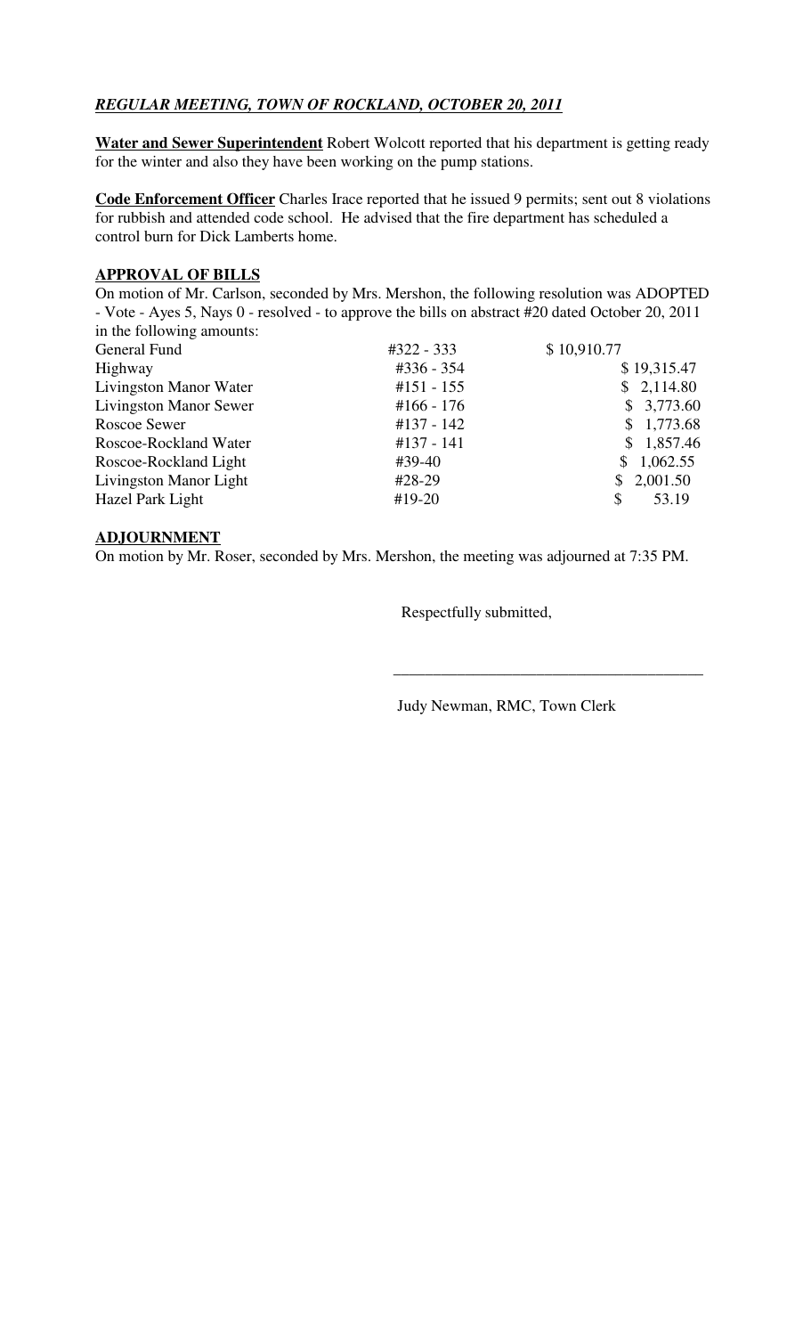***REGULAR MEETING, TOWN OF ROCKLAND, OCTOBER 20, 2011***

**Water and Sewer Superintendent** Robert Wolcott reported that his department is getting ready for the winter and also they have been working on the pump stations.

**Code Enforcement Officer** Charles Irace reported that he issued 9 permits; sent out 8 violations for rubbish and attended code school. He advised that the fire department has scheduled a control burn for Dick Lamberts home.

**APPROVAL OF BILLS**

On motion of Mr. Carlson, seconded by Mrs. Mershon, the following resolution was ADOPTED - Vote - Ayes 5, Nays 0 - resolved - to approve the bills on abstract #20 dated October 20, 2011 in the following amounts:

| | | |
|---|---|---|
| General Fund | #322 - 333 | $ 10,910.77 |
| Highway | #336 - 354 | $ 19,315.47 |
| Livingston Manor Water | #151 - 155 | $ 2,114.80 |
| Livingston Manor Sewer | #166 - 176 | $ 3,773.60 |
| Roscoe Sewer | #137 - 142 | $ 1,773.68 |
| Roscoe-Rockland Water | #137 - 141 | $ 1,857.46 |
| Roscoe-Rockland Light | #39-40 | $ 1,062.55 |
| Livingston Manor Light | #28-29 | $ 2,001.50 |
| Hazel Park Light | #19-20 | $ 53.19 |

**ADJOURNMENT**

On motion by Mr. Roser, seconded by Mrs. Mershon, the meeting was adjourned at 7:35 PM.

Respectfully submitted,

\_\_\_\_\_\_\_\_\_\_\_\_\_\_\_\_\_\_\_\_\_\_\_\_\_\_\_\_\_\_\_\_\_\_\_\_\_\_\_\_

Judy Newman, RMC, Town Clerk